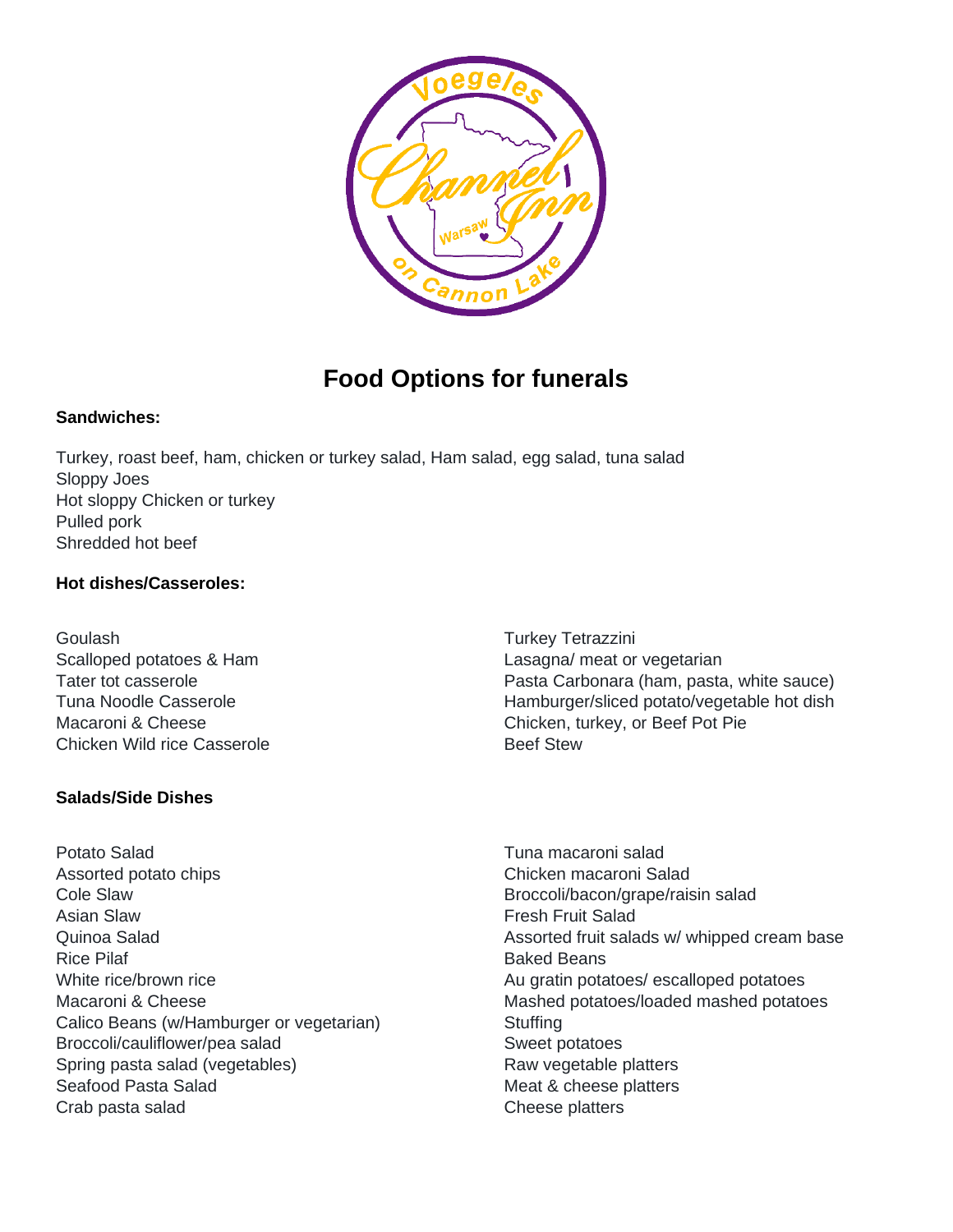# Food Options for funerals

**Sandwiches:**

Turkey, roast beef, ham, chicken or turkey salad, Ham salad, egg salad, tuna salad
Sloppy Joes
Hot sloppy Chicken or turkey
Pulled pork
Shredded hot beef

**Hot dishes/Casseroles:**

Goulash
Scalloped potatoes & Ham
Tater tot casserole
Tuna Noodle Casserole
Macaroni & Cheese
Chicken Wild rice Casserole
Turkey Tetrazzini
Lasagna/ meat or vegetarian
Pasta Carbonara (ham, pasta, white sauce)
Hamburger/sliced potato/vegetable hot dish
Chicken, turkey, or Beef Pot Pie
Beef Stew

**Salads/Side Dishes**

Potato Salad
Assorted potato chips
Cole Slaw
Asian Slaw
Quinoa Salad
Rice Pilaf
White rice/brown rice
Macaroni & Cheese
Calico Beans (w/Hamburger or vegetarian)
Broccoli/cauliflower/pea salad
Spring pasta salad (vegetables)
Seafood Pasta Salad
Crab pasta salad
Tuna macaroni salad
Chicken macaroni Salad
Broccoli/bacon/grape/raisin salad
Fresh Fruit Salad
Assorted fruit salads w/ whipped cream base
Baked Beans
Au gratin potatoes/ escalloped potatoes
Mashed potatoes/loaded mashed potatoes
Stuffing
Sweet potatoes
Raw vegetable platters
Meat & cheese platters
Cheese platters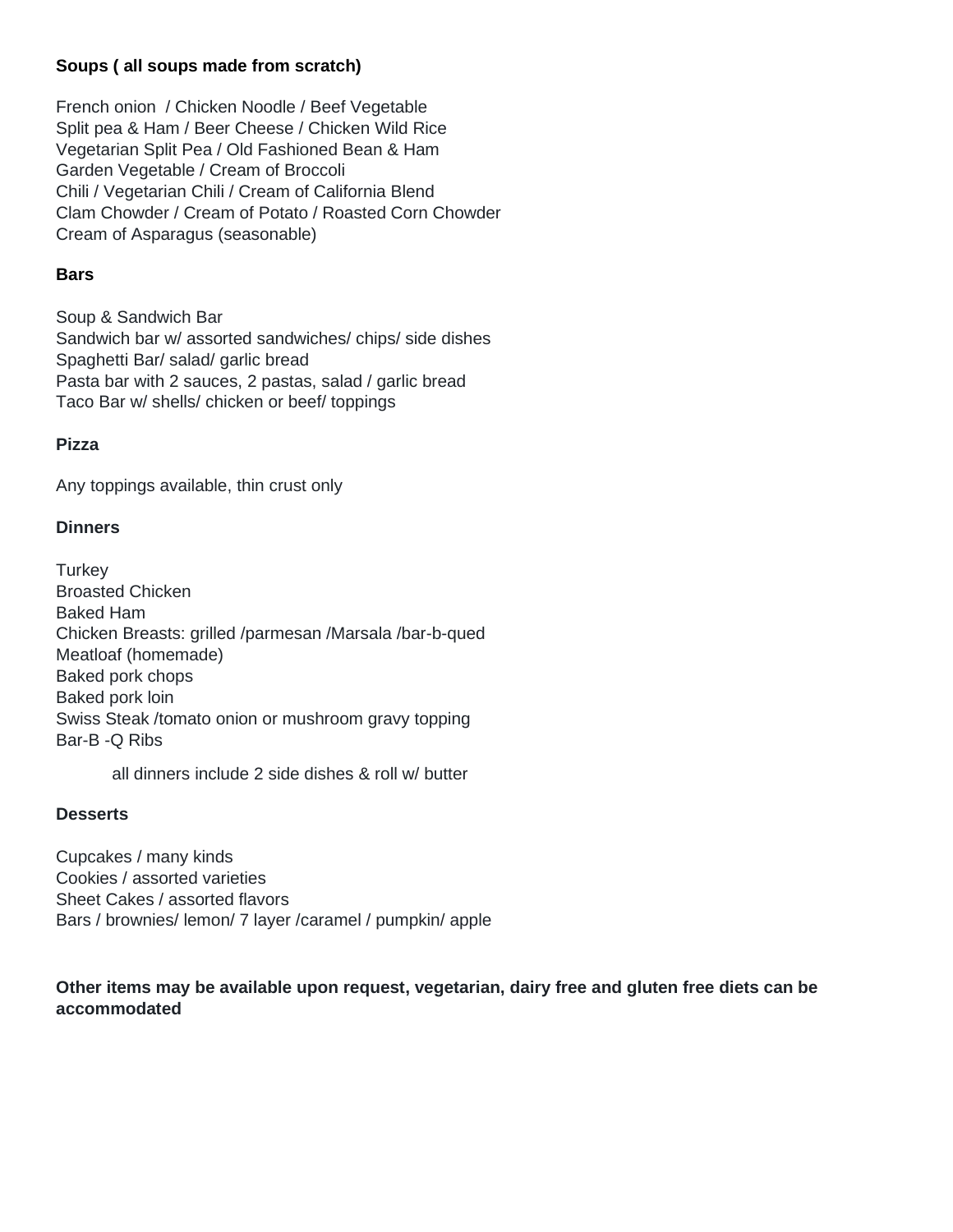**Soups ( all soups made from scratch)**

French onion / Chicken Noodle / Beef Vegetable
Split pea & Ham / Beer Cheese / Chicken Wild Rice
Vegetarian Split Pea / Old Fashioned Bean & Ham
Garden Vegetable / Cream of Broccoli
Chili / Vegetarian Chili / Cream of California Blend
Clam Chowder / Cream of Potato / Roasted Corn Chowder
Cream of Asparagus (seasonable)

**Bars**

Soup & Sandwich Bar
Sandwich bar w/ assorted sandwiches/ chips/ side dishes
Spaghetti Bar/ salad/ garlic bread
Pasta bar with 2 sauces, 2 pastas, salad / garlic bread
Taco Bar w/ shells/ chicken or beef/ toppings

**Pizza**

Any toppings available, thin crust only

**Dinners**

Turkey
Broasted Chicken
Baked Ham
Chicken Breasts: grilled /parmesan /Marsala /bar-b-qued
Meatloaf (homemade)
Baked pork chops
Baked pork loin
Swiss Steak /tomato onion or mushroom gravy topping
Bar-B -Q Ribs

all dinners include 2 side dishes & roll w/ butter

**Desserts**

Cupcakes / many kinds
Cookies / assorted varieties
Sheet Cakes / assorted flavors
Bars / brownies/ lemon/ 7 layer /caramel / pumpkin/ apple

**Other items may be available upon request, vegetarian, dairy free and gluten free diets can be accommodated**